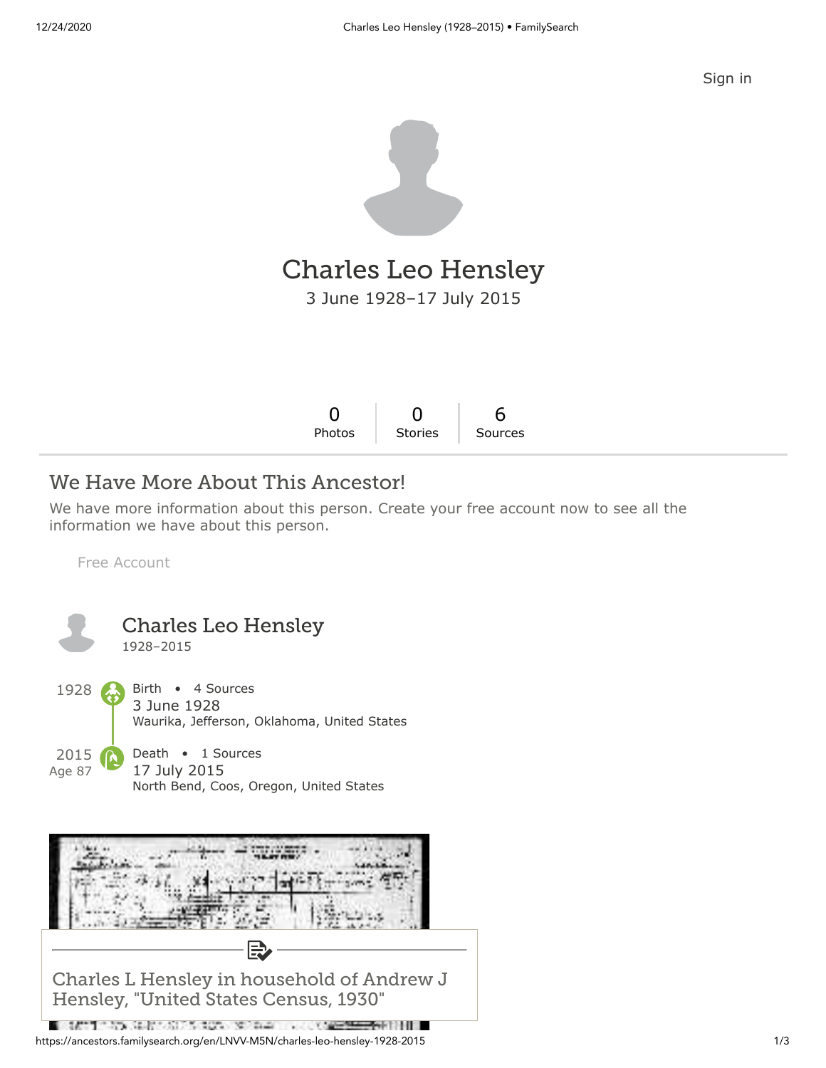Sign in

# Charles Leo Hensley

3 June 1928–17 July 2015

| 0 | 0 | 6 |
|---|---|---|
| Photos | Stories | Sources |

## We Have More About This Ancestor!

We have more information about this person. Create your free account now to see all the information we have about this person.

Free Account

### Charles Leo Hensley

1928–2015

1928 — Birth • 4 Sources
3 June 1928
Waurika, Jefferson, Oklahoma, United States

2015 (Age 87) — Death • 1 Sources
17 July 2015
North Bend, Coos, Oregon, United States

Charles L Hensley in household of Andrew J Hensley, "United States Census, 1930"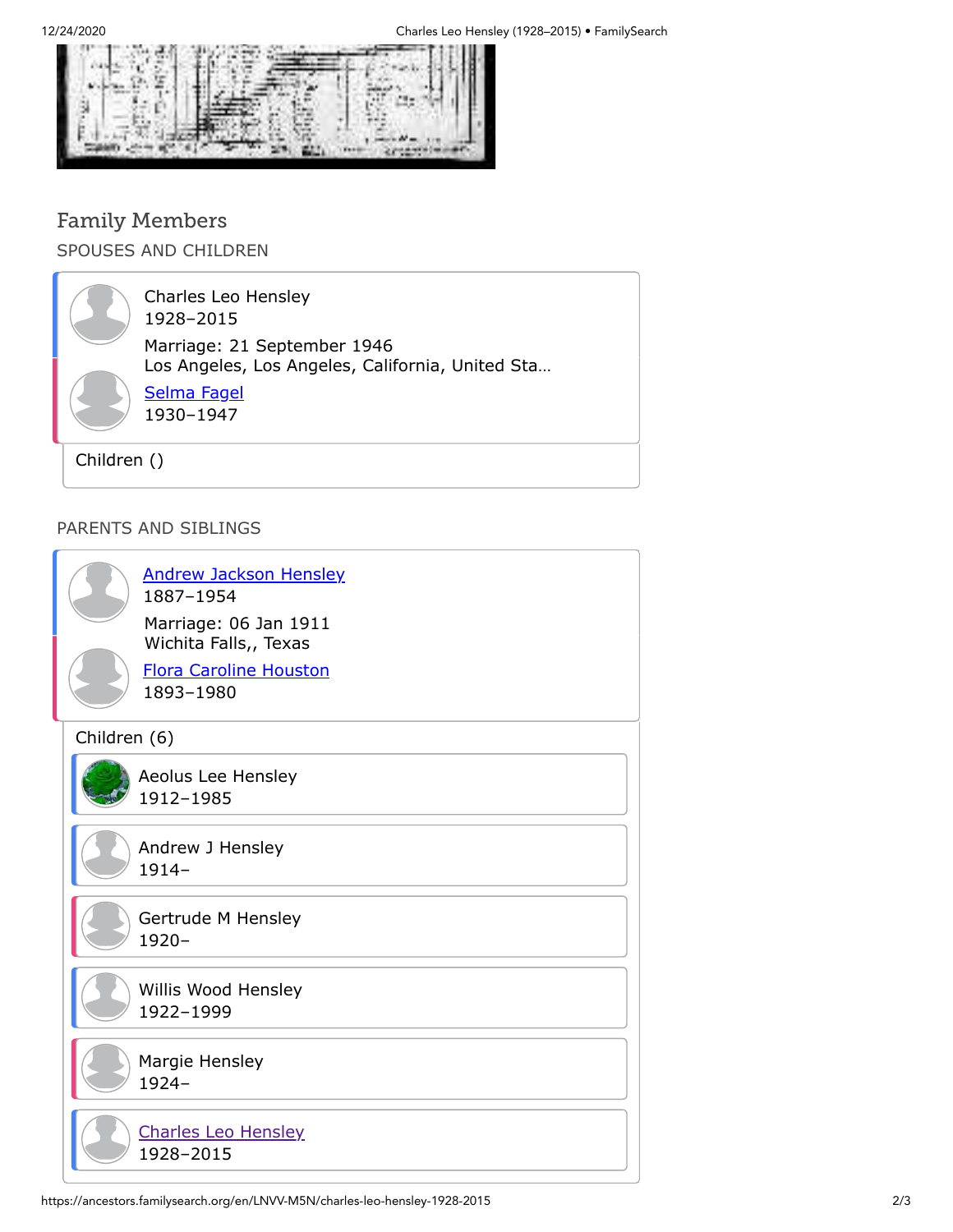## Family Members

### SPOUSES AND CHILDREN

Charles Leo Hensley
1928–2015

Marriage: 21 September 1946
Los Angeles, Los Angeles, California, United Sta…

[Selma Fagel](#)
1930–1947

Children ()

### PARENTS AND SIBLINGS

[Andrew Jackson Hensley](#)
1887–1954

Marriage: 06 Jan 1911
Wichita Falls,, Texas

[Flora Caroline Houston](#)
1893–1980

Children (6)

- Aeolus Lee Hensley
  1912–1985
- Andrew J Hensley
  1914–
- Gertrude M Hensley
  1920–
- Willis Wood Hensley
  1922–1999
- Margie Hensley
  1924–
- [Charles Leo Hensley](#)
  1928–2015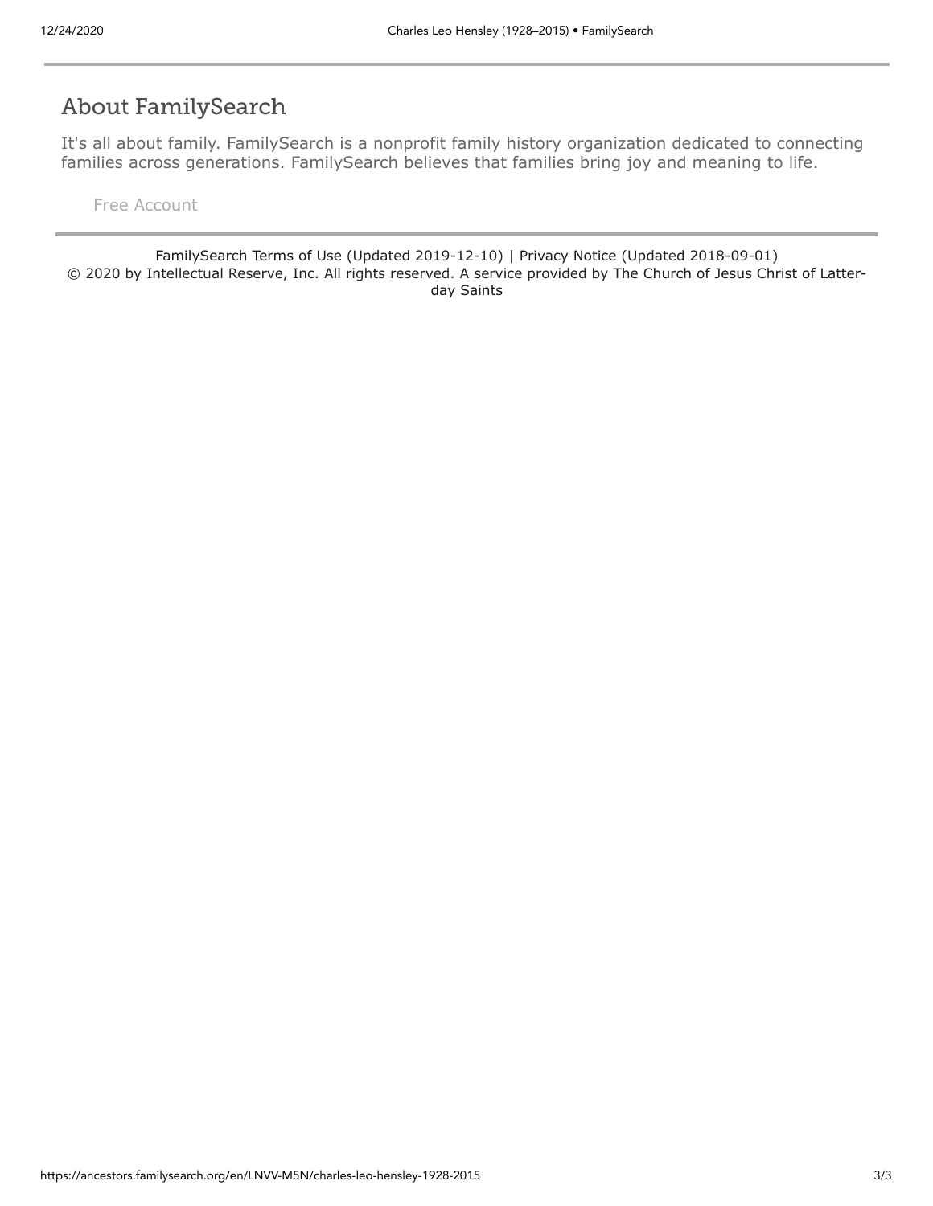## About FamilySearch

It's all about family. FamilySearch is a nonprofit family history organization dedicated to connecting families across generations. FamilySearch believes that families bring joy and meaning to life.

Free Account

FamilySearch Terms of Use (Updated 2019-12-10) | Privacy Notice (Updated 2018-09-01)
© 2020 by Intellectual Reserve, Inc. All rights reserved. A service provided by The Church of Jesus Christ of Latter-day Saints